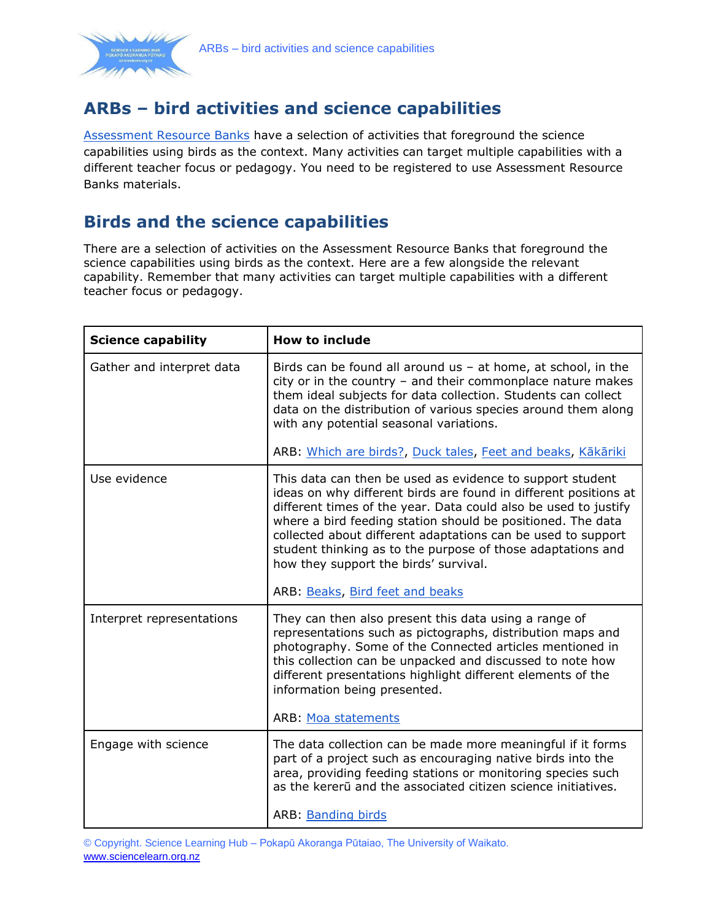# ARBs – bird activities and science capabilities

Assessment Resource Banks have a selection of activities that foreground the science capabilities using birds as the context. Many activities can target multiple capabilities with a different teacher focus or pedagogy. You need to be registered to use Assessment Resource Banks materials.

## Birds and the science capabilities

There are a selection of activities on the Assessment Resource Banks that foreground the science capabilities using birds as the context. Here are a few alongside the relevant capability. Remember that many activities can target multiple capabilities with a different teacher focus or pedagogy.

| Science capability | How to include |
|---|---|
| Gather and interpret data | Birds can be found all around us – at home, at school, in the city or in the country – and their commonplace nature makes them ideal subjects for data collection. Students can collect data on the distribution of various species around them along with any potential seasonal variations.<br><br>ARB: Which are birds?, Duck tales, Feet and beaks, Kākāriki |
| Use evidence | This data can then be used as evidence to support student ideas on why different birds are found in different positions at different times of the year. Data could also be used to justify where a bird feeding station should be positioned. The data collected about different adaptations can be used to support student thinking as to the purpose of those adaptations and how they support the birds' survival.<br><br>ARB: Beaks, Bird feet and beaks |
| Interpret representations | They can then also present this data using a range of representations such as pictographs, distribution maps and photography. Some of the Connected articles mentioned in this collection can be unpacked and discussed to note how different presentations highlight different elements of the information being presented.<br><br>ARB: Moa statements |
| Engage with science | The data collection can be made more meaningful if it forms part of a project such as encouraging native birds into the area, providing feeding stations or monitoring species such as the kererū and the associated citizen science initiatives.<br><br>ARB: Banding birds |